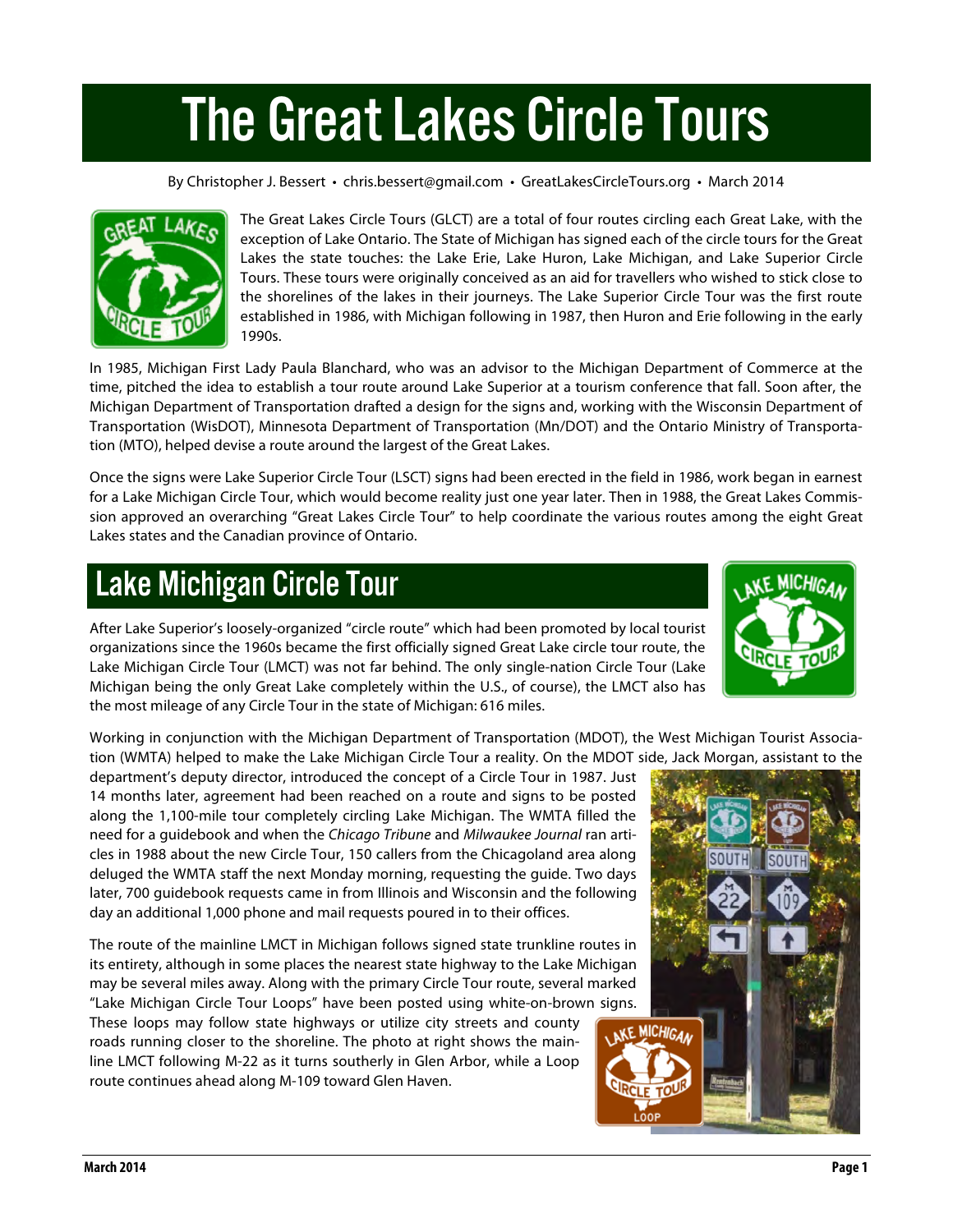# The Great Lakes Circle Tours

By Christopher J. Bessert • chris.bessert@gmail.com • GreatLakesCircleTours.org • March 2014

The Great Lakes Circle Tours (GLCT) are a total of four routes circling each Great Lake, with the exception of Lake Ontario. The State of Michigan has signed each of the circle tours for the Great Lakes the state touches: the Lake Erie, Lake Huron, Lake Michigan, and Lake Superior Circle Tours. These tours were originally conceived as an aid for travellers who wished to stick close to the shorelines of the lakes in their journeys. The Lake Superior Circle Tour was the first route established in 1986, with Michigan following in 1987, then Huron and Erie following in the early 1990s.

In 1985, Michigan First Lady Paula Blanchard, who was an advisor to the Michigan Department of Commerce at the time, pitched the idea to establish a tour route around Lake Superior at a tourism conference that fall. Soon after, the Michigan Department of Transportation drafted a design for the signs and, working with the Wisconsin Department of Transportation (WisDOT), Minnesota Department of Transportation (Mn/DOT) and the Ontario Ministry of Transportation (MTO), helped devise a route around the largest of the Great Lakes.

Once the signs were Lake Superior Circle Tour (LSCT) signs had been erected in the field in 1986, work began in earnest for a Lake Michigan Circle Tour, which would become reality just one year later. Then in 1988, the Great Lakes Commission approved an overarching "Great Lakes Circle Tour" to help coordinate the various routes among the eight Great Lakes states and the Canadian province of Ontario.

## Lake Michigan Circle Tour

After Lake Superior's loosely-organized "circle route" which had been promoted by local tourist organizations since the 1960s became the first officially signed Great Lake circle tour route, the Lake Michigan Circle Tour (LMCT) was not far behind. The only single-nation Circle Tour (Lake Michigan being the only Great Lake completely within the U.S., of course), the LMCT also has the most mileage of any Circle Tour in the state of Michigan: 616 miles.

Working in conjunction with the Michigan Department of Transportation (MDOT), the West Michigan Tourist Association (WMTA) helped to make the Lake Michigan Circle Tour a reality. On the MDOT side, Jack Morgan, assistant to the department's deputy director, introduced the concept of a Circle Tour in 1987. Just 14 months later, agreement had been reached on a route and signs to be posted along the 1,100-mile tour completely circling Lake Michigan. The WMTA filled the need for a guidebook and when the *Chicago Tribune* and *Milwaukee Journal* ran articles in 1988 about the new Circle Tour, 150 callers from the Chicagoland area along deluged the WMTA staff the next Monday morning, requesting the guide. Two days later, 700 guidebook requests came in from Illinois and Wisconsin and the following day an additional 1,000 phone and mail requests poured in to their offices.

The route of the mainline LMCT in Michigan follows signed state trunkline routes in its entirety, although in some places the nearest state highway to the Lake Michigan may be several miles away. Along with the primary Circle Tour route, several marked "Lake Michigan Circle Tour Loops" have been posted using white-on-brown signs. These loops may follow state highways or utilize city streets and county roads running closer to the shoreline. The photo at right shows the mainline LMCT following M-22 as it turns southerly in Glen Arbor, while a Loop route continues ahead along M-109 toward Glen Haven.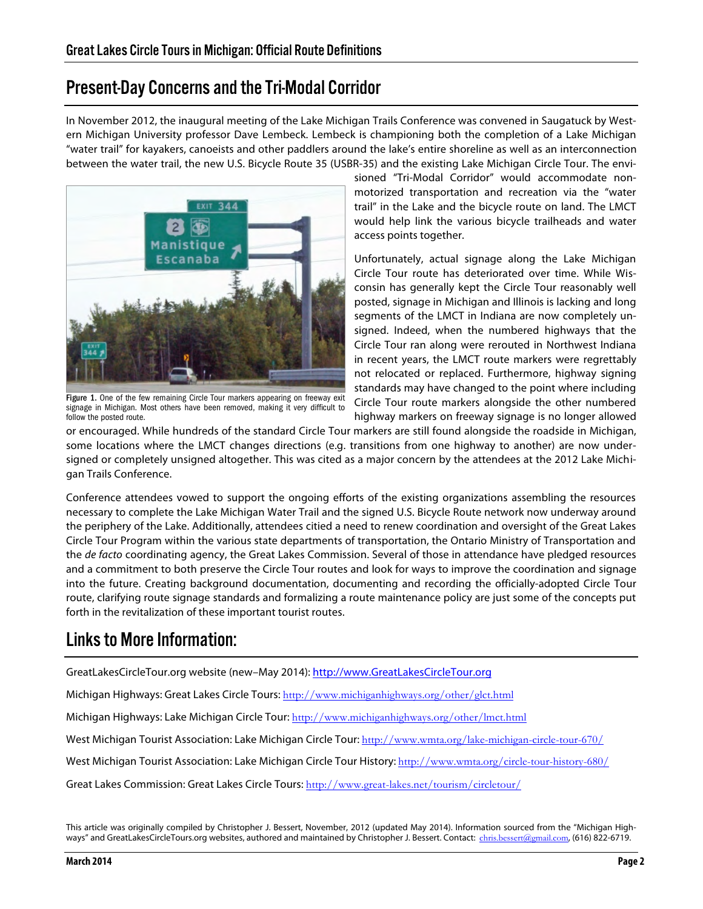## Present-Day Concerns and the Tri-Modal Corridor

In November 2012, the inaugural meeting of the Lake Michigan Trails Conference was convened in Saugatuck by Western Michigan University professor Dave Lembeck. Lembeck is championing both the completion of a Lake Michigan "water trail" for kayakers, canoeists and other paddlers around the lake's entire shoreline as well as an interconnection between the water trail, the new U.S. Bicycle Route 35 (USBR-35) and the existing Lake Michigan Circle Tour. The envisioned "Tri-Modal Corridor" would accommodate non-motorized transportation and recreation via the "water trail" in the Lake and the bicycle route on land. The LMCT would help link the various bicycle trailheads and water access points together.

**Figure 1.** One of the few remaining Circle Tour markers appearing on freeway exit signage in Michigan. Most others have been removed, making it very difficult to follow the posted route.

Unfortunately, actual signage along the Lake Michigan Circle Tour route has deteriorated over time. While Wisconsin has generally kept the Circle Tour reasonably well posted, signage in Michigan and Illinois is lacking and long segments of the LMCT in Indiana are now completely unsigned. Indeed, when the numbered highways that the Circle Tour ran along were rerouted in Northwest Indiana in recent years, the LMCT route markers were regrettably not relocated or replaced. Furthermore, highway signing standards may have changed to the point where including Circle Tour route markers alongside the other numbered highway markers on freeway signage is no longer allowed or encouraged. While hundreds of the standard Circle Tour markers are still found alongside the roadside in Michigan, some locations where the LMCT changes directions (e.g. transitions from one highway to another) are now undersigned or completely unsigned altogether. This was cited as a major concern by the attendees at the 2012 Lake Michigan Trails Conference.

Conference attendees vowed to support the ongoing efforts of the existing organizations assembling the resources necessary to complete the Lake Michigan Water Trail and the signed U.S. Bicycle Route network now underway around the periphery of the Lake. Additionally, attendees citied a need to renew coordination and oversight of the Great Lakes Circle Tour Program within the various state departments of transportation, the Ontario Ministry of Transportation and the *de facto* coordinating agency, the Great Lakes Commission. Several of those in attendance have pledged resources and a commitment to both preserve the Circle Tour routes and look for ways to improve the coordination and signage into the future. Creating background documentation, documenting and recording the officially-adopted Circle Tour route, clarifying route signage standards and formalizing a route maintenance policy are just some of the concepts put forth in the revitalization of these important tourist routes.

## Links to More Information:

GreatLakesCircleTour.org website (new–May 2014): http://www.GreatLakesCircleTour.org

Michigan Highways: Great Lakes Circle Tours: http://www.michiganhighways.org/other/glct.html

Michigan Highways: Lake Michigan Circle Tour: http://www.michiganhighways.org/other/lmct.html

West Michigan Tourist Association: Lake Michigan Circle Tour: http://www.wmta.org/lake-michigan-circle-tour-670/

West Michigan Tourist Association: Lake Michigan Circle Tour History: http://www.wmta.org/circle-tour-history-680/

Great Lakes Commission: Great Lakes Circle Tours: http://www.great-lakes.net/tourism/circletour/

This article was originally compiled by Christopher J. Bessert, November, 2012 (updated May 2014). Information sourced from the "Michigan Highways" and GreatLakesCircleTours.org websites, authored and maintained by Christopher J. Bessert. Contact: chris.bessert@gmail.com, (616) 822-6719.